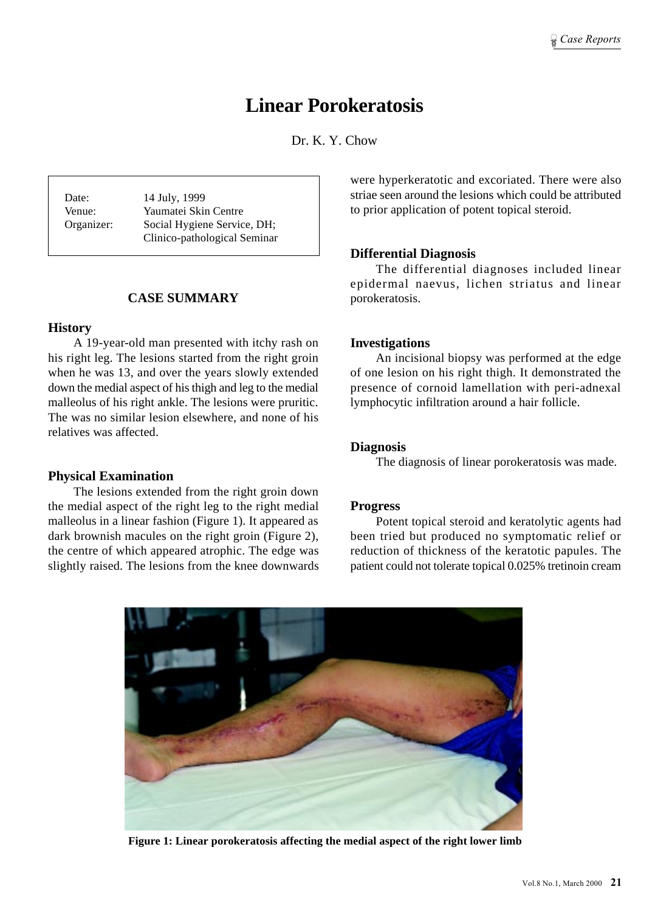# Linear Porokeratosis

Dr. K. Y. Chow

| | |
|---|---|
| Date: | 14 July, 1999 |
| Venue: | Yaumatei Skin Centre |
| Organizer: | Social Hygiene Service, DH; Clinico-pathological Seminar |

## CASE SUMMARY

### History

A 19-year-old man presented with itchy rash on his right leg. The lesions started from the right groin when he was 13, and over the years slowly extended down the medial aspect of his thigh and leg to the medial malleolus of his right ankle. The lesions were pruritic. The was no similar lesion elsewhere, and none of his relatives was affected.

### Physical Examination

The lesions extended from the right groin down the medial aspect of the right leg to the right medial malleolus in a linear fashion (Figure 1). It appeared as dark brownish macules on the right groin (Figure 2), the centre of which appeared atrophic. The edge was slightly raised. The lesions from the knee downwards were hyperkeratotic and excoriated. There were also striae seen around the lesions which could be attributed to prior application of potent topical steroid.

### Differential Diagnosis

The differential diagnoses included linear epidermal naevus, lichen striatus and linear porokeratosis.

### Investigations

An incisional biopsy was performed at the edge of one lesion on his right thigh. It demonstrated the presence of cornoid lamellation with peri-adnexal lymphocytic infiltration around a hair follicle.

### Diagnosis

The diagnosis of linear porokeratosis was made.

### Progress

Potent topical steroid and keratolytic agents had been tried but produced no symptomatic relief or reduction of thickness of the keratotic papules. The patient could not tolerate topical 0.025% tretinoin cream

**Figure 1: Linear porokeratosis affecting the medial aspect of the right lower limb**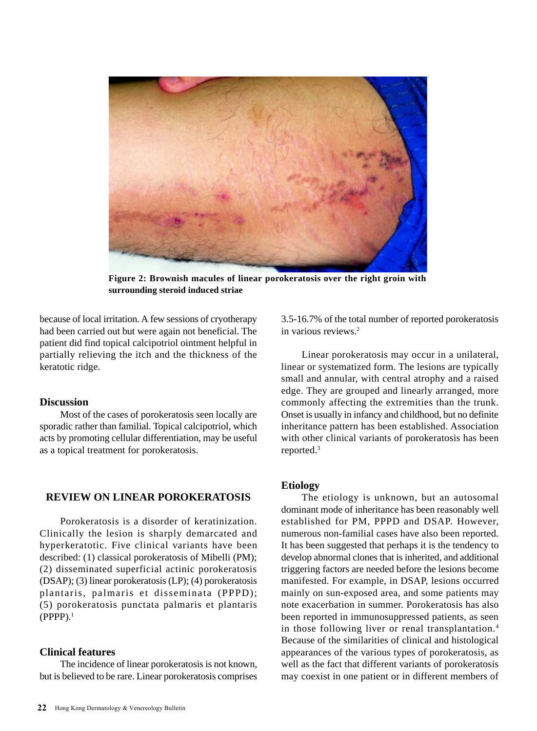**Figure 2: Brownish macules of linear porokeratosis over the right groin with surrounding steroid induced striae**

because of local irritation. A few sessions of cryotherapy had been carried out but were again not beneficial. The patient did find topical calcipotriol ointment helpful in partially relieving the itch and the thickness of the keratotic ridge.

### Discussion

Most of the cases of porokeratosis seen locally are sporadic rather than familial. Topical calcipotriol, which acts by promoting cellular differentiation, may be useful as a topical treatment for porokeratosis.

## REVIEW ON LINEAR POROKERATOSIS

Porokeratosis is a disorder of keratinization. Clinically the lesion is sharply demarcated and hyperkeratotic. Five clinical variants have been described: (1) classical porokeratosis of Mibelli (PM); (2) disseminated superficial actinic porokeratosis (DSAP); (3) linear porokeratosis (LP); (4) porokeratosis plantaris, palmaris et disseminata (PPPD); (5) porokeratosis punctata palmaris et plantaris (PPPP).[1]

### Clinical features

The incidence of linear porokeratosis is not known, but is believed to be rare. Linear porokeratosis comprises 3.5-16.7% of the total number of reported porokeratosis in various reviews.[2]

Linear porokeratosis may occur in a unilateral, linear or systematized form. The lesions are typically small and annular, with central atrophy and a raised edge. They are grouped and linearly arranged, more commonly affecting the extremities than the trunk. Onset is usually in infancy and childhood, but no definite inheritance pattern has been established. Association with other clinical variants of porokeratosis has been reported.[3]

### Etiology

The etiology is unknown, but an autosomal dominant mode of inheritance has been reasonably well established for PM, PPPD and DSAP. However, numerous non-familial cases have also been reported. It has been suggested that perhaps it is the tendency to develop abnormal clones that is inherited, and additional triggering factors are needed before the lesions become manifested. For example, in DSAP, lesions occurred mainly on sun-exposed area, and some patients may note exacerbation in summer. Porokeratosis has also been reported in immunosuppressed patients, as seen in those following liver or renal transplantation.[4] Because of the similarities of clinical and histological appearances of the various types of porokeratosis, as well as the fact that different variants of porokeratosis may coexist in one patient or in different members of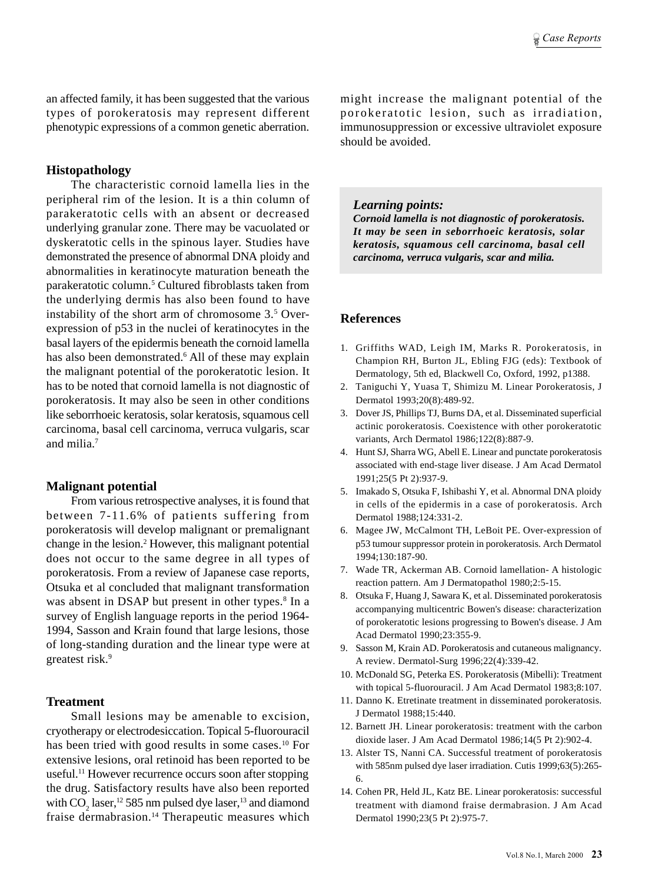an affected family, it has been suggested that the various types of porokeratosis may represent different phenotypic expressions of a common genetic aberration.

## Histopathology

The characteristic cornoid lamella lies in the peripheral rim of the lesion. It is a thin column of parakeratotic cells with an absent or decreased underlying granular zone. There may be vacuolated or dyskeratotic cells in the spinous layer. Studies have demonstrated the presence of abnormal DNA ploidy and abnormalities in keratinocyte maturation beneath the parakeratotic column.[5] Cultured fibroblasts taken from the underlying dermis has also been found to have instability of the short arm of chromosome 3.[5] Over-expression of p53 in the nuclei of keratinocytes in the basal layers of the epidermis beneath the cornoid lamella has also been demonstrated.[6] All of these may explain the malignant potential of the porokeratotic lesion. It has to be noted that cornoid lamella is not diagnostic of porokeratosis. It may also be seen in other conditions like seborrhoeic keratosis, solar keratosis, squamous cell carcinoma, basal cell carcinoma, verruca vulgaris, scar and milia.[7]

## Malignant potential

From various retrospective analyses, it is found that between 7-11.6% of patients suffering from porokeratosis will develop malignant or premalignant change in the lesion.[2] However, this malignant potential does not occur to the same degree in all types of porokeratosis. From a review of Japanese case reports, Otsuka et al concluded that malignant transformation was absent in DSAP but present in other types.[8] In a survey of English language reports in the period 1964-1994, Sasson and Krain found that large lesions, those of long-standing duration and the linear type were at greatest risk.[9]

## Treatment

Small lesions may be amenable to excision, cryotherapy or electrodesiccation. Topical 5-fluorouracil has been tried with good results in some cases.[10] For extensive lesions, oral retinoid has been reported to be useful.[11] However recurrence occurs soon after stopping the drug. Satisfactory results have also been reported with $CO_2$ laser,[12] 585 nm pulsed dye laser,[13] and diamond fraise dermabrasion.[14] Therapeutic measures which might increase the malignant potential of the porokeratotic lesion, such as irradiation, immunosuppression or excessive ultraviolet exposure should be avoided.

> ***Learning points:***
> ***Cornoid lamella is not diagnostic of porokeratosis. It may be seen in seborrhoeic keratosis, solar keratosis, squamous cell carcinoma, basal cell carcinoma, verruca vulgaris, scar and milia.***

## References

1. Griffiths WAD, Leigh IM, Marks R. Porokeratosis, in Champion RH, Burton JL, Ebling FJG (eds): Textbook of Dermatology, 5th ed, Blackwell Co, Oxford, 1992, p1388.
2. Taniguchi Y, Yuasa T, Shimizu M. Linear Porokeratosis, J Dermatol 1993;20(8):489-92.
3. Dover JS, Phillips TJ, Burns DA, et al. Disseminated superficial actinic porokeratosis. Coexistence with other porokeratotic variants, Arch Dermatol 1986;122(8):887-9.
4. Hunt SJ, Sharra WG, Abell E. Linear and punctate porokeratosis associated with end-stage liver disease. J Am Acad Dermatol 1991;25(5 Pt 2):937-9.
5. Imakado S, Otsuka F, Ishibashi Y, et al. Abnormal DNA ploidy in cells of the epidermis in a case of porokeratosis. Arch Dermatol 1988;124:331-2.
6. Magee JW, McCalmont TH, LeBoit PE. Over-expression of p53 tumour suppressor protein in porokeratosis. Arch Dermatol 1994;130:187-90.
7. Wade TR, Ackerman AB. Cornoid lamellation- A histologic reaction pattern. Am J Dermatopathol 1980;2:5-15.
8. Otsuka F, Huang J, Sawara K, et al. Disseminated porokeratosis accompanying multicentric Bowen's disease: characterization of porokeratotic lesions progressing to Bowen's disease. J Am Acad Dermatol 1990;23:355-9.
9. Sasson M, Krain AD. Porokeratosis and cutaneous malignancy. A review. Dermatol-Surg 1996;22(4):339-42.
10. McDonald SG, Peterka ES. Porokeratosis (Mibelli): Treatment with topical 5-fluorouracil. J Am Acad Dermatol 1983;8:107.
11. Danno K. Etretinate treatment in disseminated porokeratosis. J Dermatol 1988;15:440.
12. Barnett JH. Linear porokeratosis: treatment with the carbon dioxide laser. J Am Acad Dermatol 1986;14(5 Pt 2):902-4.
13. Alster TS, Nanni CA. Successful treatment of porokeratosis with 585nm pulsed dye laser irradiation. Cutis 1999;63(5):265-6.
14. Cohen PR, Held JL, Katz BE. Linear porokeratosis: successful treatment with diamond fraise dermabrasion. J Am Acad Dermatol 1990;23(5 Pt 2):975-7.